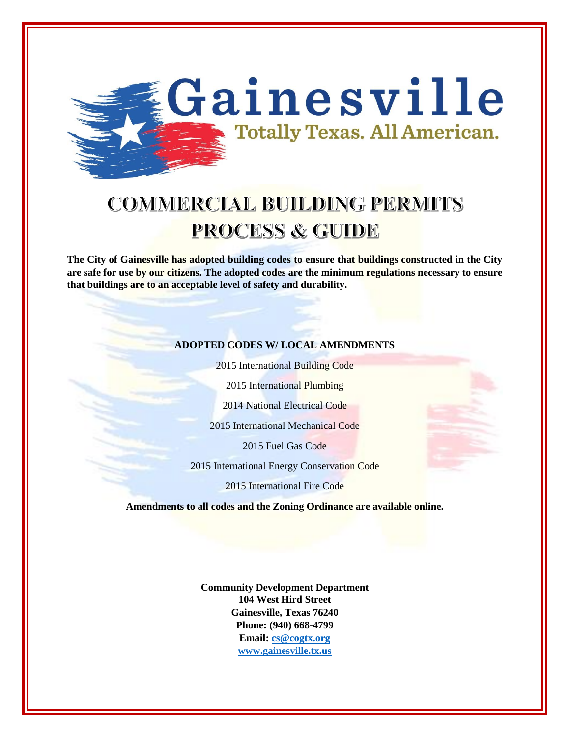Gainesville

Totally Texas. All American.

# COMMERCIAL BUILDING PERMITS PROCESS & GUIDE

**The City of Gainesville has adopted building codes to ensure that buildings constructed in the City are safe for use by our citizens. The adopted codes are the minimum regulations necessary to ensure that buildings are to an acceptable level of safety and durability.**

**ADOPTED CODES W/ LOCAL AMENDMENTS**

2015 International Building Code

2015 International Plumbing

2014 National Electrical Code

2015 International Mechanical Code

2015 Fuel Gas Code

2015 International Energy Conservation Code

2015 International Fire Code

**Amendments to all codes and the Zoning Ordinance are available online.**

**Community Development Department**
**104 West Hird Street**
**Gainesville, Texas 76240**
**Phone: (940) 668-4799**
**Email: cs@cogtx.org**
**www.gainesville.tx.us**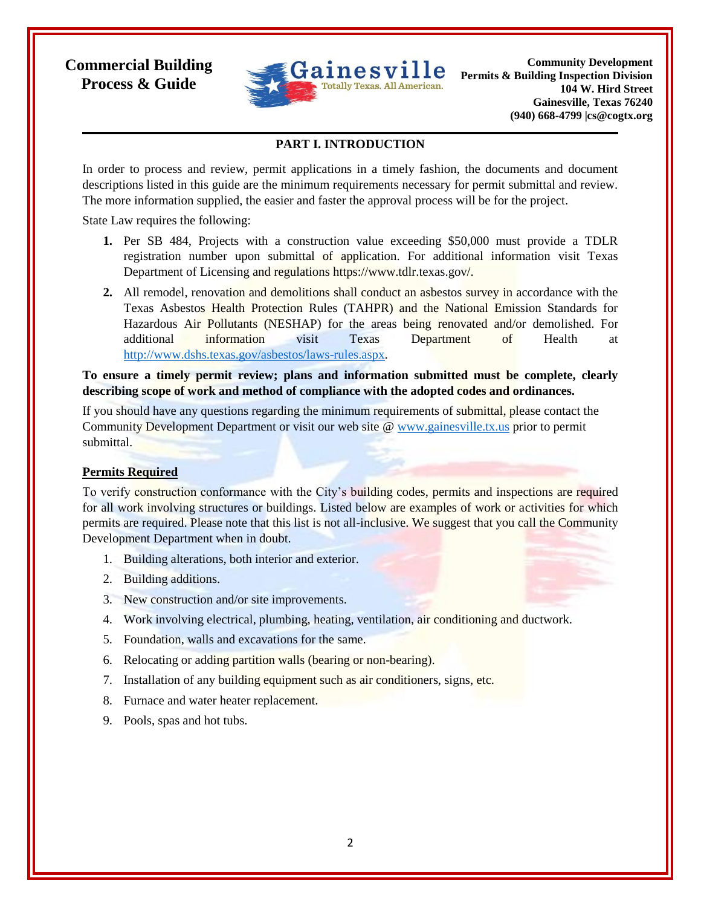**Commercial Building Process & Guide**

**Community Development**
**Permits & Building Inspection Division**
**104 W. Hird Street**
**Gainesville, Texas 76240**
**(940) 668-4799 |cs@cogtx.org**

## PART I. INTRODUCTION

In order to process and review, permit applications in a timely fashion, the documents and document descriptions listed in this guide are the minimum requirements necessary for permit submittal and review. The more information supplied, the easier and faster the approval process will be for the project.

State Law requires the following:

1. Per SB 484, Projects with a construction value exceeding $50,000 must provide a TDLR registration number upon submittal of application. For additional information visit Texas Department of Licensing and regulations https://www.tdlr.texas.gov/.
2. All remodel, renovation and demolitions shall conduct an asbestos survey in accordance with the Texas Asbestos Health Protection Rules (TAHPR) and the National Emission Standards for Hazardous Air Pollutants (NESHAP) for the areas being renovated and/or demolished. For additional information visit Texas Department of Health at http://www.dshs.texas.gov/asbestos/laws-rules.aspx.

**To ensure a timely permit review; plans and information submitted must be complete, clearly describing scope of work and method of compliance with the adopted codes and ordinances.**

If you should have any questions regarding the minimum requirements of submittal, please contact the Community Development Department or visit our web site @ www.gainesville.tx.us prior to permit submittal.

### Permits Required

To verify construction conformance with the City's building codes, permits and inspections are required for all work involving structures or buildings. Listed below are examples of work or activities for which permits are required. Please note that this list is not all-inclusive. We suggest that you call the Community Development Department when in doubt.

1. Building alterations, both interior and exterior.
2. Building additions.
3. New construction and/or site improvements.
4. Work involving electrical, plumbing, heating, ventilation, air conditioning and ductwork.
5. Foundation, walls and excavations for the same.
6. Relocating or adding partition walls (bearing or non-bearing).
7. Installation of any building equipment such as air conditioners, signs, etc.
8. Furnace and water heater replacement.
9. Pools, spas and hot tubs.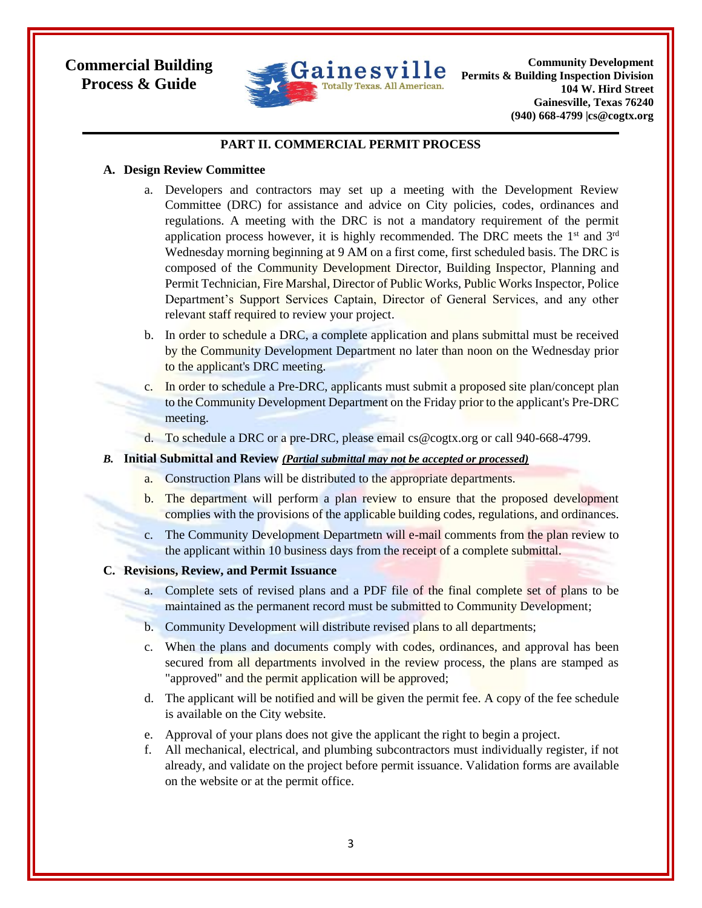## PART II. COMMERCIAL PERMIT PROCESS

**A. Design Review Committee**

a. Developers and contractors may set up a meeting with the Development Review Committee (DRC) for assistance and advice on City policies, codes, ordinances and regulations. A meeting with the DRC is not a mandatory requirement of the permit application process however, it is highly recommended. The DRC meets the 1st and 3rd Wednesday morning beginning at 9 AM on a first come, first scheduled basis. The DRC is composed of the Community Development Director, Building Inspector, Planning and Permit Technician, Fire Marshal, Director of Public Works, Public Works Inspector, Police Department's Support Services Captain, Director of General Services, and any other relevant staff required to review your project.

b. In order to schedule a DRC, a complete application and plans submittal must be received by the Community Development Department no later than noon on the Wednesday prior to the applicant's DRC meeting.

c. In order to schedule a Pre-DRC, applicants must submit a proposed site plan/concept plan to the Community Development Department on the Friday prior to the applicant's Pre-DRC meeting.

d. To schedule a DRC or a pre-DRC, please email cs@cogtx.org or call 940-668-4799.

***B.*** **Initial Submittal and Review** ***(Partial submittal may not be accepted or processed)***

a. Construction Plans will be distributed to the appropriate departments.

b. The department will perform a plan review to ensure that the proposed development complies with the provisions of the applicable building codes, regulations, and ordinances.

c. The Community Development Departmetn will e-mail comments from the plan review to the applicant within 10 business days from the receipt of a complete submittal.

**C. Revisions, Review, and Permit Issuance**

a. Complete sets of revised plans and a PDF file of the final complete set of plans to be maintained as the permanent record must be submitted to Community Development;

b. Community Development will distribute revised plans to all departments;

c. When the plans and documents comply with codes, ordinances, and approval has been secured from all departments involved in the review process, the plans are stamped as "approved" and the permit application will be approved;

d. The applicant will be notified and will be given the permit fee. A copy of the fee schedule is available on the City website.

e. Approval of your plans does not give the applicant the right to begin a project.

f. All mechanical, electrical, and plumbing subcontractors must individually register, if not already, and validate on the project before permit issuance. Validation forms are available on the website or at the permit office.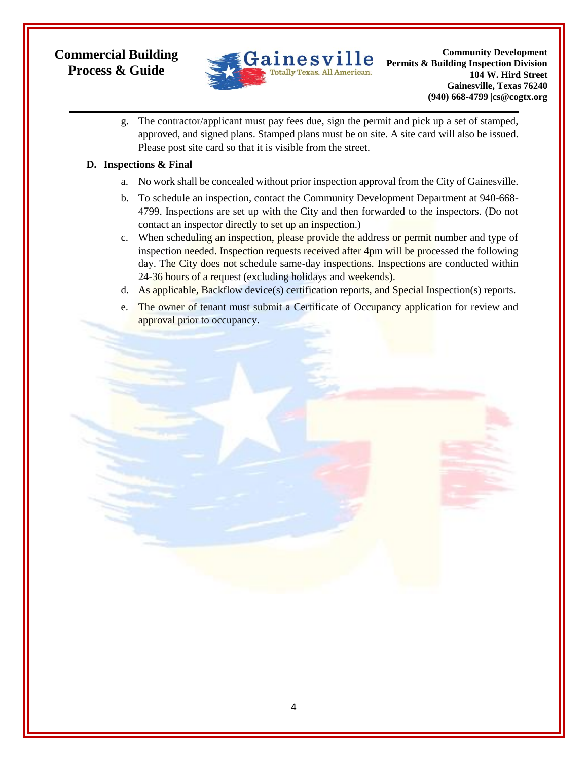g. The contractor/applicant must pay fees due, sign the permit and pick up a set of stamped, approved, and signed plans. Stamped plans must be on site. A site card will also be issued. Please post site card so that it is visible from the street.

**D. Inspections & Final**

a. No work shall be concealed without prior inspection approval from the City of Gainesville.

b. To schedule an inspection, contact the Community Development Department at 940-668-4799. Inspections are set up with the City and then forwarded to the inspectors. (Do not contact an inspector directly to set up an inspection.)

c. When scheduling an inspection, please provide the address or permit number and type of inspection needed. Inspection requests received after 4pm will be processed the following day. The City does not schedule same-day inspections. Inspections are conducted within 24-36 hours of a request (excluding holidays and weekends).

d. As applicable, Backflow device(s) certification reports, and Special Inspection(s) reports.

e. The owner of tenant must submit a Certificate of Occupancy application for review and approval prior to occupancy.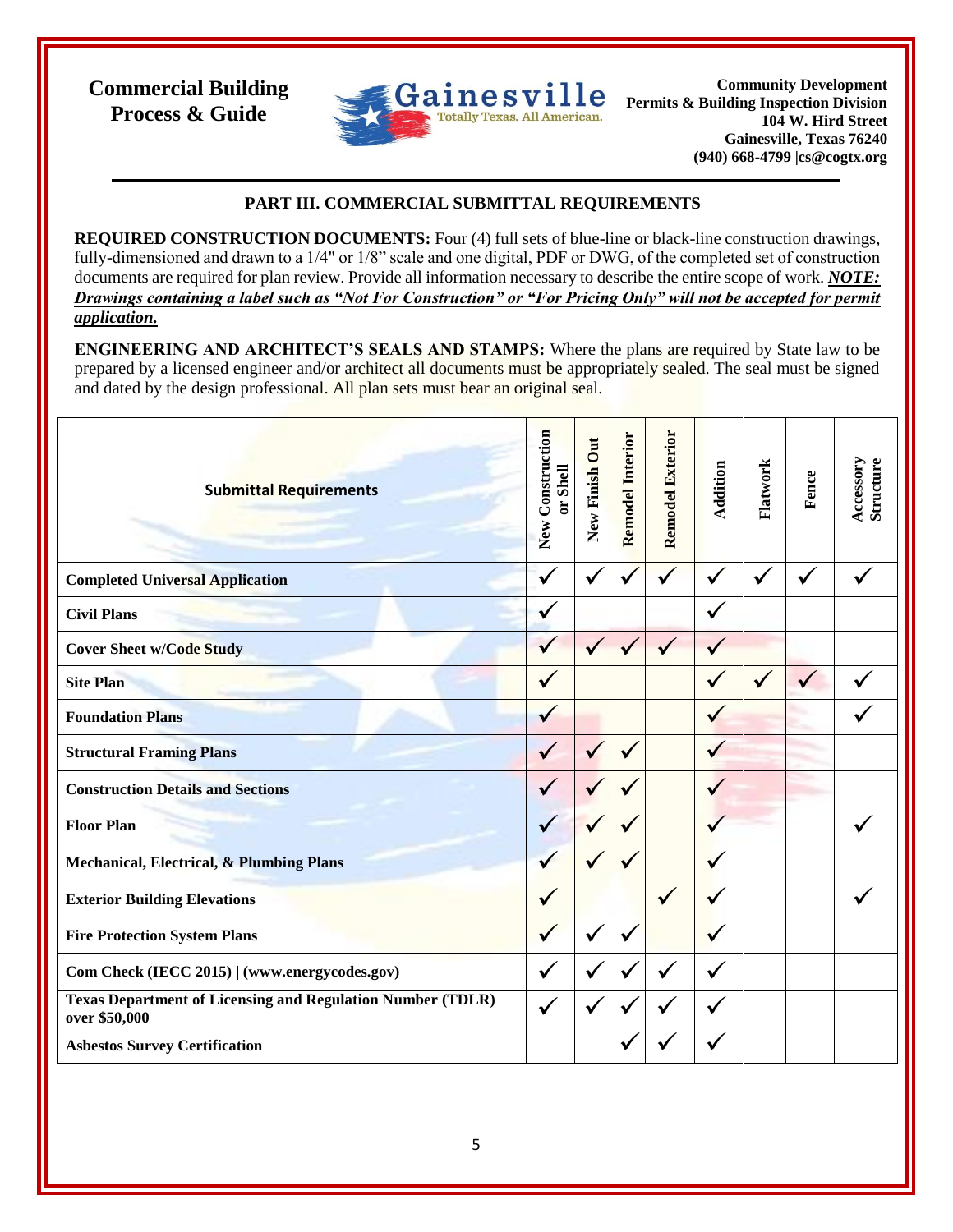Commercial Building Process & Guide

Community Development
Permits & Building Inspection Division
104 W. Hird Street
Gainesville, Texas 76240
(940) 668-4799 |cs@cogtx.org

## PART III. COMMERCIAL SUBMITTAL REQUIREMENTS

**REQUIRED CONSTRUCTION DOCUMENTS:** Four (4) full sets of blue-line or black-line construction drawings, fully-dimensioned and drawn to a 1/4" or 1/8" scale and one digital, PDF or DWG, of the completed set of construction documents are required for plan review. Provide all information necessary to describe the entire scope of work. ***NOTE: Drawings containing a label such as "Not For Construction" or "For Pricing Only" will not be accepted for permit application.***

**ENGINEERING AND ARCHITECT'S SEALS AND STAMPS:** Where the plans are required by State law to be prepared by a licensed engineer and/or architect all documents must be appropriately sealed. The seal must be signed and dated by the design professional. All plan sets must bear an original seal.

| Submittal Requirements | New Construction or Shell | New Finish Out | Remodel Interior | Remodel Exterior | Addition | Flatwork | Fence | Accessory Structure |
|---|---|---|---|---|---|---|---|---|
| **Completed Universal Application** | ✓ | ✓ | ✓ | ✓ | ✓ | ✓ | ✓ | ✓ |
| **Civil Plans** | ✓ | | | | ✓ | | | |
| **Cover Sheet w/Code Study** | ✓ | ✓ | ✓ | ✓ | ✓ | | | |
| **Site Plan** | ✓ | | | | ✓ | ✓ | ✓ | ✓ |
| **Foundation Plans** | ✓ | | | | ✓ | | | ✓ |
| **Structural Framing Plans** | ✓ | ✓ | ✓ | | ✓ | | | |
| **Construction Details and Sections** | ✓ | ✓ | ✓ | | ✓ | | | |
| **Floor Plan** | ✓ | ✓ | ✓ | | ✓ | | | ✓ |
| **Mechanical, Electrical, & Plumbing Plans** | ✓ | ✓ | ✓ | | ✓ | | | |
| **Exterior Building Elevations** | ✓ | | | ✓ | ✓ | | | ✓ |
| **Fire Protection System Plans** | ✓ | ✓ | ✓ | | ✓ | | | |
| **Com Check (IECC 2015) \| (www.energycodes.gov)** | ✓ | ✓ | ✓ | ✓ | ✓ | | | |
| **Texas Department of Licensing and Regulation Number (TDLR) over $50,000** | ✓ | ✓ | ✓ | ✓ | ✓ | | | |
| **Asbestos Survey Certification** | | | ✓ | ✓ | ✓ | | | |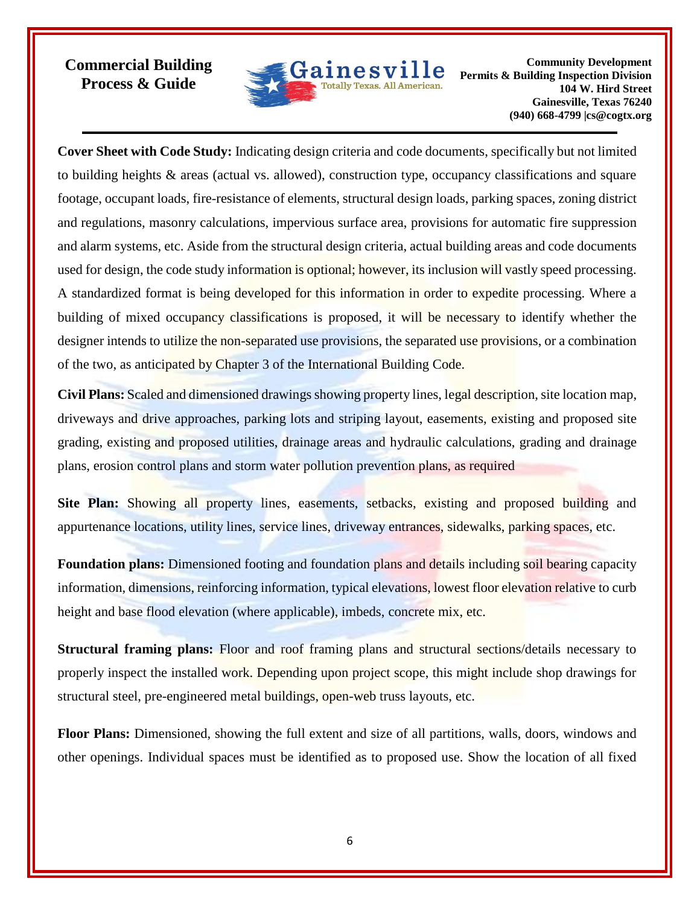**Cover Sheet with Code Study:** Indicating design criteria and code documents, specifically but not limited to building heights & areas (actual vs. allowed), construction type, occupancy classifications and square footage, occupant loads, fire-resistance of elements, structural design loads, parking spaces, zoning district and regulations, masonry calculations, impervious surface area, provisions for automatic fire suppression and alarm systems, etc. Aside from the structural design criteria, actual building areas and code documents used for design, the code study information is optional; however, its inclusion will vastly speed processing. A standardized format is being developed for this information in order to expedite processing. Where a building of mixed occupancy classifications is proposed, it will be necessary to identify whether the designer intends to utilize the non-separated use provisions, the separated use provisions, or a combination of the two, as anticipated by Chapter 3 of the International Building Code.

**Civil Plans:** Scaled and dimensioned drawings showing property lines, legal description, site location map, driveways and drive approaches, parking lots and striping layout, easements, existing and proposed site grading, existing and proposed utilities, drainage areas and hydraulic calculations, grading and drainage plans, erosion control plans and storm water pollution prevention plans, as required

**Site Plan:** Showing all property lines, easements, setbacks, existing and proposed building and appurtenance locations, utility lines, service lines, driveway entrances, sidewalks, parking spaces, etc.

**Foundation plans:** Dimensioned footing and foundation plans and details including soil bearing capacity information, dimensions, reinforcing information, typical elevations, lowest floor elevation relative to curb height and base flood elevation (where applicable), imbeds, concrete mix, etc.

**Structural framing plans:** Floor and roof framing plans and structural sections/details necessary to properly inspect the installed work. Depending upon project scope, this might include shop drawings for structural steel, pre-engineered metal buildings, open-web truss layouts, etc.

**Floor Plans:** Dimensioned, showing the full extent and size of all partitions, walls, doors, windows and other openings. Individual spaces must be identified as to proposed use. Show the location of all fixed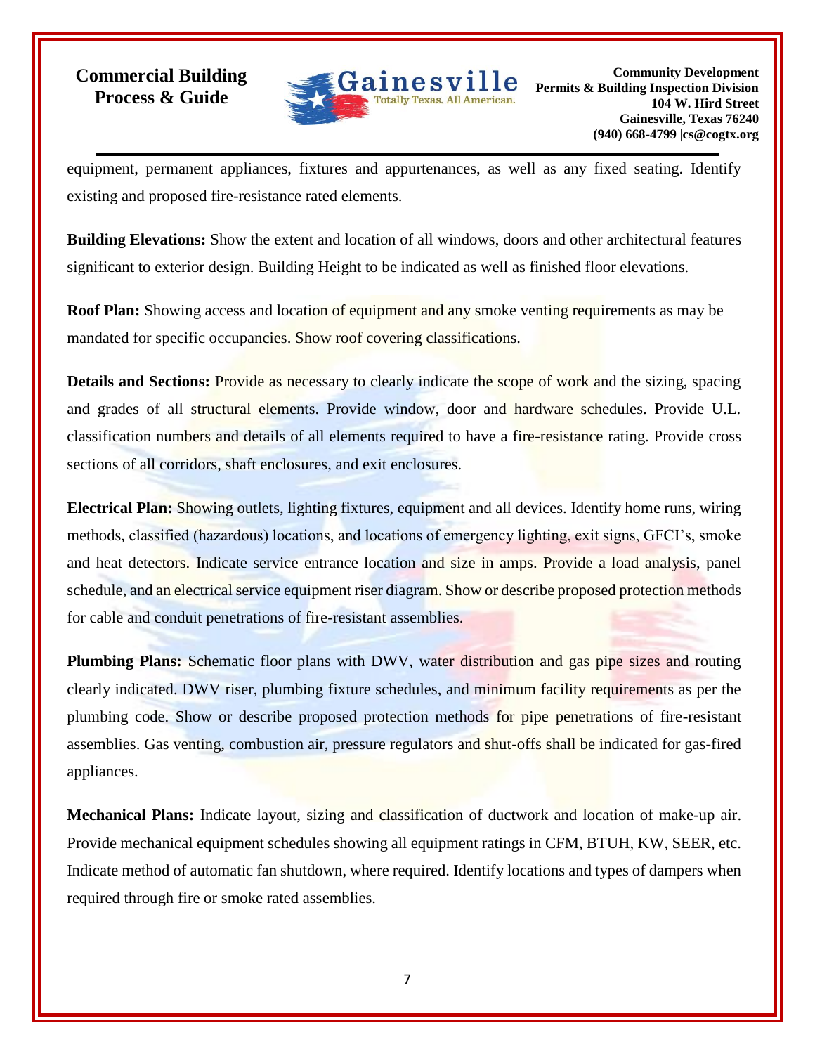equipment, permanent appliances, fixtures and appurtenances, as well as any fixed seating. Identify existing and proposed fire-resistance rated elements.

**Building Elevations:** Show the extent and location of all windows, doors and other architectural features significant to exterior design. Building Height to be indicated as well as finished floor elevations.

**Roof Plan:** Showing access and location of equipment and any smoke venting requirements as may be mandated for specific occupancies. Show roof covering classifications.

**Details and Sections:** Provide as necessary to clearly indicate the scope of work and the sizing, spacing and grades of all structural elements. Provide window, door and hardware schedules. Provide U.L. classification numbers and details of all elements required to have a fire-resistance rating. Provide cross sections of all corridors, shaft enclosures, and exit enclosures.

**Electrical Plan:** Showing outlets, lighting fixtures, equipment and all devices. Identify home runs, wiring methods, classified (hazardous) locations, and locations of emergency lighting, exit signs, GFCI's, smoke and heat detectors. Indicate service entrance location and size in amps. Provide a load analysis, panel schedule, and an electrical service equipment riser diagram. Show or describe proposed protection methods for cable and conduit penetrations of fire-resistant assemblies.

**Plumbing Plans:** Schematic floor plans with DWV, water distribution and gas pipe sizes and routing clearly indicated. DWV riser, plumbing fixture schedules, and minimum facility requirements as per the plumbing code. Show or describe proposed protection methods for pipe penetrations of fire-resistant assemblies. Gas venting, combustion air, pressure regulators and shut-offs shall be indicated for gas-fired appliances.

**Mechanical Plans:** Indicate layout, sizing and classification of ductwork and location of make-up air. Provide mechanical equipment schedules showing all equipment ratings in CFM, BTUH, KW, SEER, etc. Indicate method of automatic fan shutdown, where required. Identify locations and types of dampers when required through fire or smoke rated assemblies.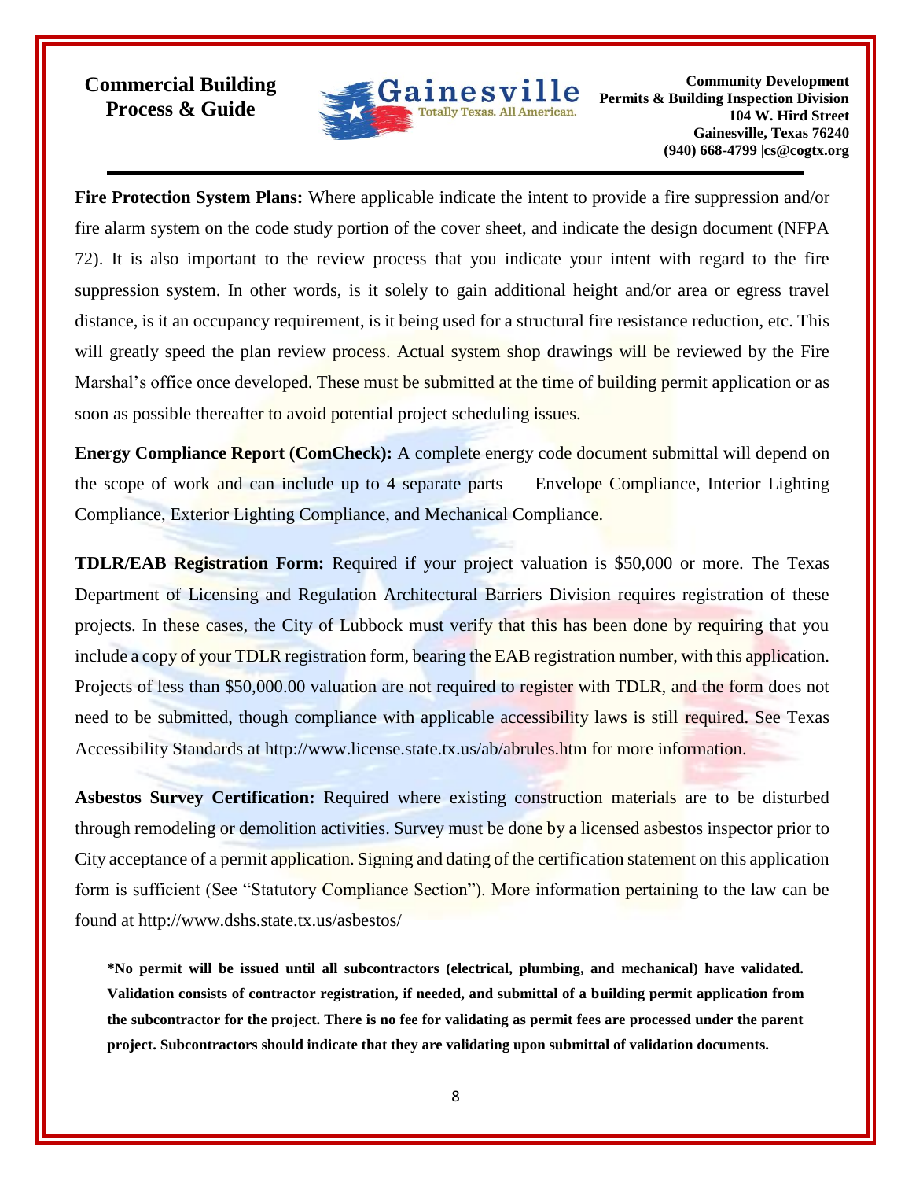**Fire Protection System Plans:** Where applicable indicate the intent to provide a fire suppression and/or fire alarm system on the code study portion of the cover sheet, and indicate the design document (NFPA 72). It is also important to the review process that you indicate your intent with regard to the fire suppression system. In other words, is it solely to gain additional height and/or area or egress travel distance, is it an occupancy requirement, is it being used for a structural fire resistance reduction, etc. This will greatly speed the plan review process. Actual system shop drawings will be reviewed by the Fire Marshal's office once developed. These must be submitted at the time of building permit application or as soon as possible thereafter to avoid potential project scheduling issues.

**Energy Compliance Report (ComCheck):** A complete energy code document submittal will depend on the scope of work and can include up to 4 separate parts — Envelope Compliance, Interior Lighting Compliance, Exterior Lighting Compliance, and Mechanical Compliance.

**TDLR/EAB Registration Form:** Required if your project valuation is $50,000 or more. The Texas Department of Licensing and Regulation Architectural Barriers Division requires registration of these projects. In these cases, the City of Lubbock must verify that this has been done by requiring that you include a copy of your TDLR registration form, bearing the EAB registration number, with this application. Projects of less than $50,000.00 valuation are not required to register with TDLR, and the form does not need to be submitted, though compliance with applicable accessibility laws is still required. See Texas Accessibility Standards at http://www.license.state.tx.us/ab/abrules.htm for more information.

**Asbestos Survey Certification:** Required where existing construction materials are to be disturbed through remodeling or demolition activities. Survey must be done by a licensed asbestos inspector prior to City acceptance of a permit application. Signing and dating of the certification statement on this application form is sufficient (See "Statutory Compliance Section"). More information pertaining to the law can be found at http://www.dshs.state.tx.us/asbestos/

**\*No permit will be issued until all subcontractors (electrical, plumbing, and mechanical) have validated. Validation consists of contractor registration, if needed, and submittal of a building permit application from the subcontractor for the project. There is no fee for validating as permit fees are processed under the parent project. Subcontractors should indicate that they are validating upon submittal of validation documents.**